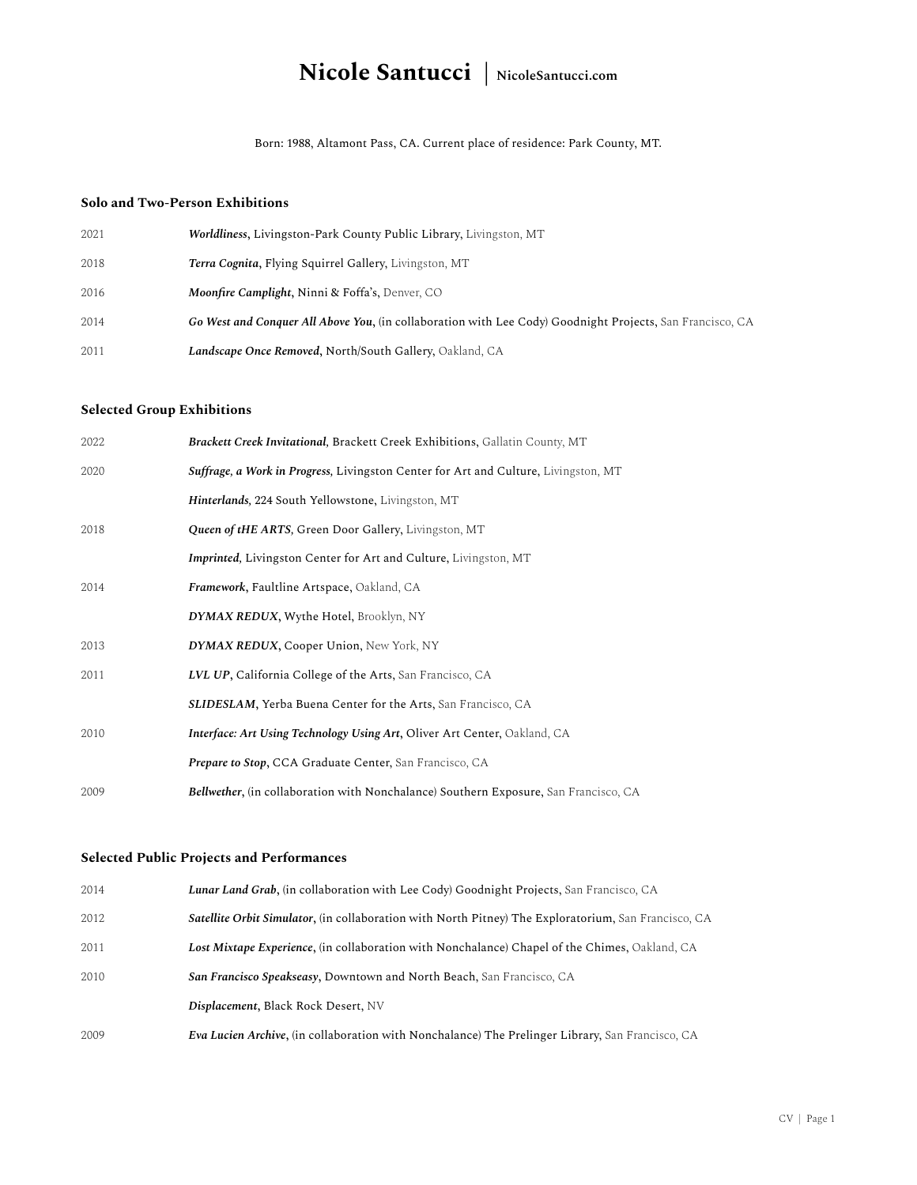# Nicole Santucci | NicoleSantucci.com

Born: 1988, Altamont Pass, CA. Current place of residence: Park County, MT.

## Solo and Two-Person Exhibitions

2021 ***Worldliness***, Livingston-Park County Public Library, Livingston, MT

2018 ***Terra Cognita***, Flying Squirrel Gallery, Livingston, MT

2016 ***Moonfire Camplight***, Ninni & Foffa's, Denver, CO

2014 ***Go West and Conquer All Above You***, (in collaboration with Lee Cody) Goodnight Projects, San Francisco, CA

2011 ***Landscape Once Removed***, North/South Gallery, Oakland, CA

## Selected Group Exhibitions

2022 ***Brackett Creek Invitational***, Brackett Creek Exhibitions, Gallatin County, MT

2020 ***Suffrage, a Work in Progress,*** Livingston Center for Art and Culture, Livingston, MT

***Hinterlands,*** 224 South Yellowstone, Livingston, MT

2018 ***Queen of tHE ARTS,*** Green Door Gallery, Livingston, MT

***Imprinted***, Livingston Center for Art and Culture, Livingston, MT

2014 ***Framework***, Faultline Artspace, Oakland, CA

***DYMAX REDUX***, Wythe Hotel, Brooklyn, NY

2013 ***DYMAX REDUX***, Cooper Union, New York, NY

2011 ***LVL UP***, California College of the Arts, San Francisco, CA

***SLIDESLAM***, Yerba Buena Center for the Arts, San Francisco, CA

2010 ***Interface: Art Using Technology Using Art***, Oliver Art Center, Oakland, CA

***Prepare to Stop***, CCA Graduate Center, San Francisco, CA

2009 ***Bellwether***, (in collaboration with Nonchalance) Southern Exposure, San Francisco, CA

## Selected Public Projects and Performances

2014 ***Lunar Land Grab***, (in collaboration with Lee Cody) Goodnight Projects, San Francisco, CA

2012 ***Satellite Orbit Simulator***, (in collaboration with North Pitney) The Exploratorium, San Francisco, CA

2011 ***Lost Mixtape Experience***, (in collaboration with Nonchalance) Chapel of the Chimes, Oakland, CA

2010 ***San Francisco Speakseasy***, Downtown and North Beach, San Francisco, CA

***Displacement***, Black Rock Desert, NV

2009 ***Eva Lucien Archive***, (in collaboration with Nonchalance) The Prelinger Library, San Francisco, CA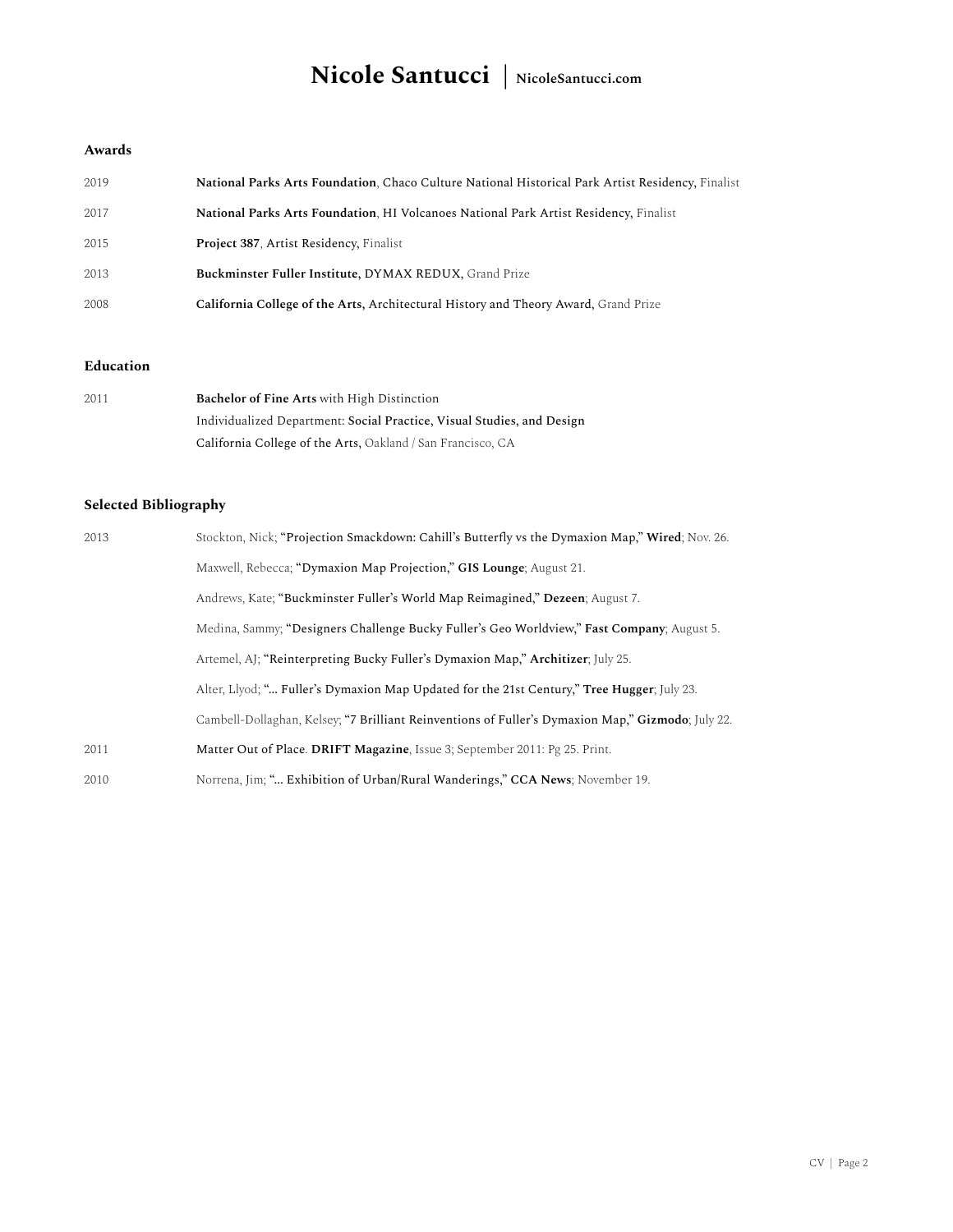# **Nicole Santucci** | **NicoleSantucci.com**

## Awards

2019 — **National Parks Arts Foundation**, Chaco Culture National Historical Park Artist Residency, Finalist

2017 — **National Parks Arts Foundation**, HI Volcanoes National Park Artist Residency, Finalist

2015 — **Project 387**, Artist Residency, Finalist

2013 — **Buckminster Fuller Institute,** DYMAX REDUX, Grand Prize

2008 — **California College of the Arts,** Architectural History and Theory Award, Grand Prize

## Education

2011 — **Bachelor of Fine Arts** with High Distinction
Individualized Department: Social Practice, Visual Studies, and Design
California College of the Arts, Oakland / San Francisco, CA

## Selected Bibliography

2013

Stockton, Nick; "Projection Smackdown: Cahill's Butterfly vs the Dymaxion Map," **Wired**; Nov. 26.

Maxwell, Rebecca; "Dymaxion Map Projection," **GIS Lounge**; August 21.

Andrews, Kate; "Buckminster Fuller's World Map Reimagined," **Dezeen**; August 7.

Medina, Sammy; "Designers Challenge Bucky Fuller's Geo Worldview," **Fast Company**; August 5.

Artemel, AJ; "Reinterpreting Bucky Fuller's Dymaxion Map," **Architizer**; July 25.

Alter, Llyod; "... Fuller's Dymaxion Map Updated for the 21st Century," **Tree Hugger**; July 23.

Cambell-Dollaghan, Kelsey; "7 Brilliant Reinventions of Fuller's Dymaxion Map," **Gizmodo**; July 22.

2011

Matter Out of Place. **DRIFT Magazine**, Issue 3; September 2011: Pg 25. Print.

2010

Norrena, Jim; "... Exhibition of Urban/Rural Wanderings," **CCA News**; November 19.